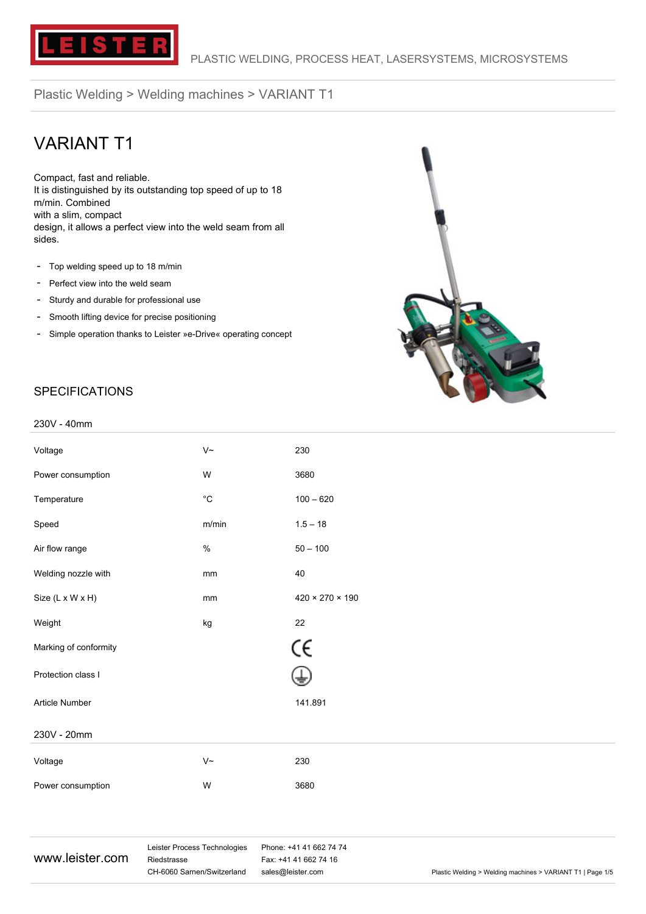LEISTER

PLASTIC WELDING, PROCESS HEAT, LASERSYSTEMS, MICROSYSTEMS

Plastic Welding > Welding machines > VARIANT T1

# VARIANT T1

Compact, fast and reliable.
It is distinguished by its outstanding top speed of up to 18 m/min. Combined with a slim, compact design, it allows a perfect view into the weld seam from all sides.

- Top welding speed up to 18 m/min
- Perfect view into the weld seam
- Sturdy and durable for professional use
- Smooth lifting device for precise positioning
- Simple operation thanks to Leister »e-Drive« operating concept

## SPECIFICATIONS

### 230V - 40mm

| | | |
|---|---|---|
| Voltage | V~ | 230 |
| Power consumption | W | 3680 |
| Temperature | °C | 100 – 620 |
| Speed | m/min | 1.5 – 18 |
| Air flow range | % | 50 – 100 |
| Welding nozzle with | mm | 40 |
| Size (L x W x H) | mm | 420 × 270 × 190 |
| Weight | kg | 22 |
| Marking of conformity | | CE |
| Protection class I | | ⏚ |
| Article Number | | 141.891 |

### 230V - 20mm

| | | |
|---|---|---|
| Voltage | V~ | 230 |
| Power consumption | W | 3680 |

www.leister.com

Leister Process Technologies
Riedstrasse
CH-6060 Sarnen/Switzerland

Phone: +41 41 662 74 74
Fax: +41 41 662 74 16
sales@leister.com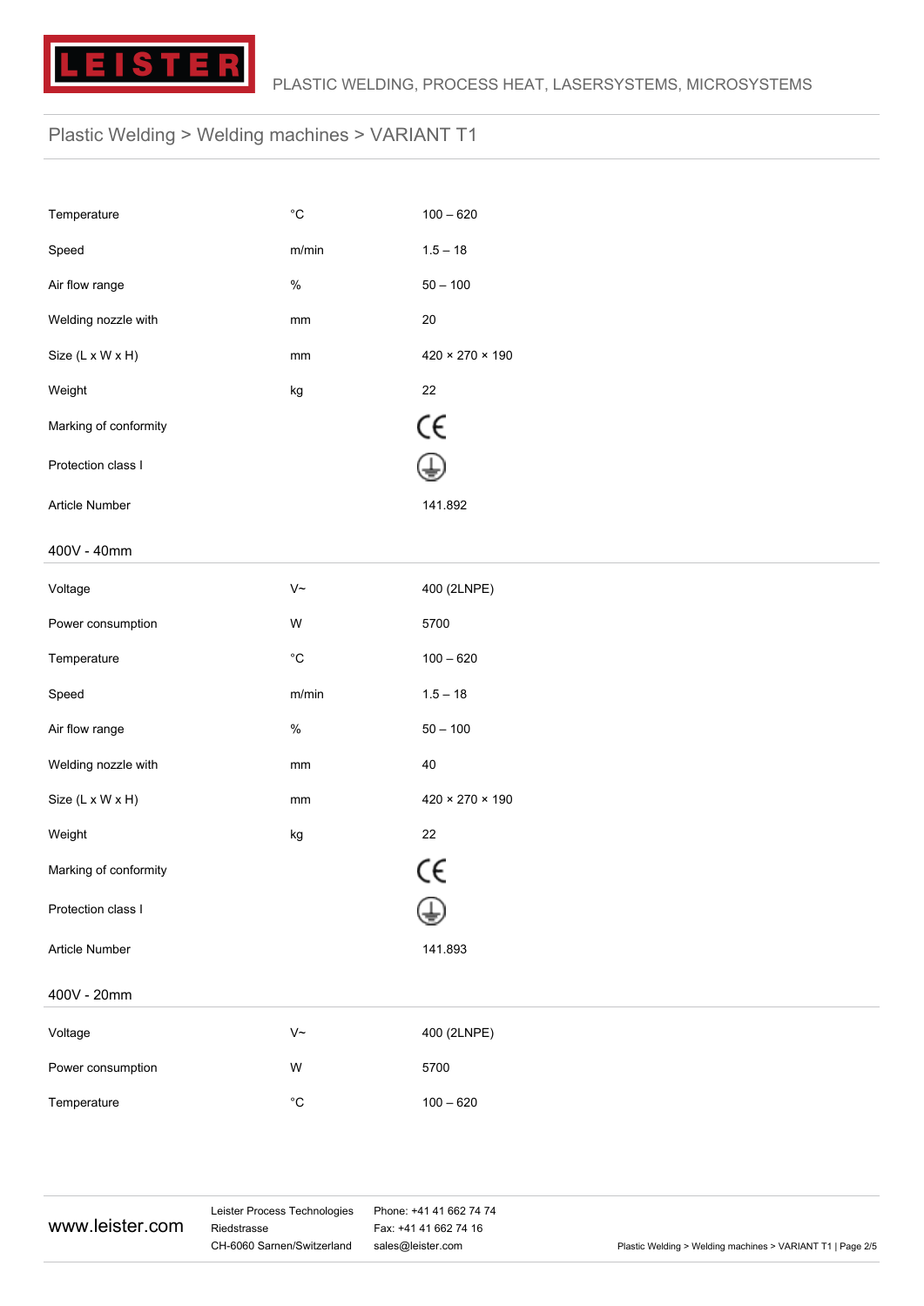Plastic Welding > Welding machines > VARIANT T1

| | | |
|---|---|---|
| Temperature | °C | 100 – 620 |
| Speed | m/min | 1.5 – 18 |
| Air flow range | % | 50 – 100 |
| Welding nozzle with | mm | 20 |
| Size (L x W x H) | mm | 420 × 270 × 190 |
| Weight | kg | 22 |
| Marking of conformity | | CE |
| Protection class I | | ⏚ |
| Article Number | | 141.892 |

## 400V - 40mm

| | | |
|---|---|---|
| Voltage | V~ | 400 (2LNPE) |
| Power consumption | W | 5700 |
| Temperature | °C | 100 – 620 |
| Speed | m/min | 1.5 – 18 |
| Air flow range | % | 50 – 100 |
| Welding nozzle with | mm | 40 |
| Size (L x W x H) | mm | 420 × 270 × 190 |
| Weight | kg | 22 |
| Marking of conformity | | CE |
| Protection class I | | ⏚ |
| Article Number | | 141.893 |

## 400V - 20mm

| | | |
|---|---|---|
| Voltage | V~ | 400 (2LNPE) |
| Power consumption | W | 5700 |
| Temperature | °C | 100 – 620 |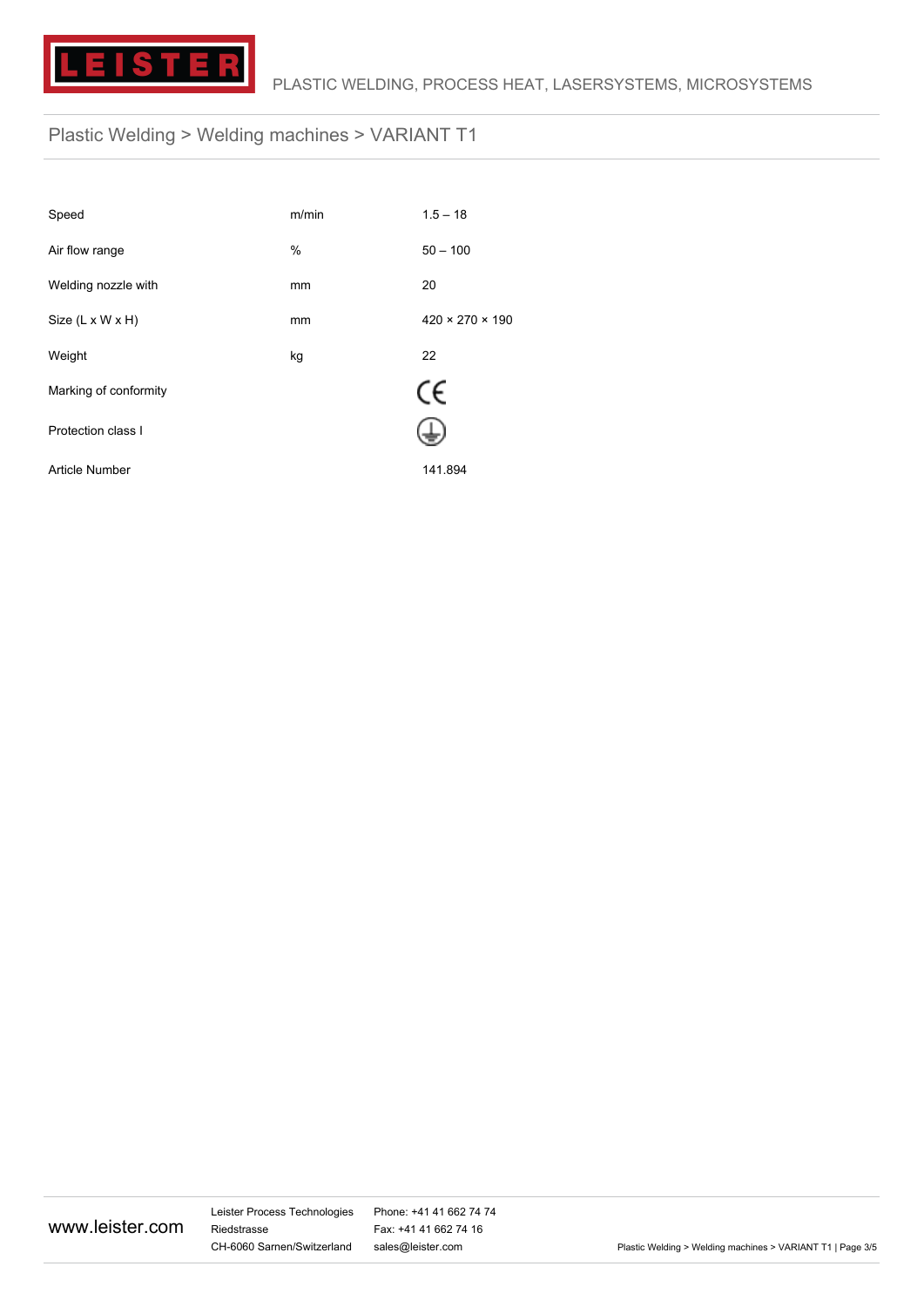| | | |
|---|---|---|
| Speed | m/min | 1.5 – 18 |
| Air flow range | % | 50 – 100 |
| Welding nozzle with | mm | 20 |
| Size (L x W x H) | mm | 420 × 270 × 190 |
| Weight | kg | 22 |
| Marking of conformity | | CE |
| Protection class I | | ⏚ |
| Article Number | | 141.894 |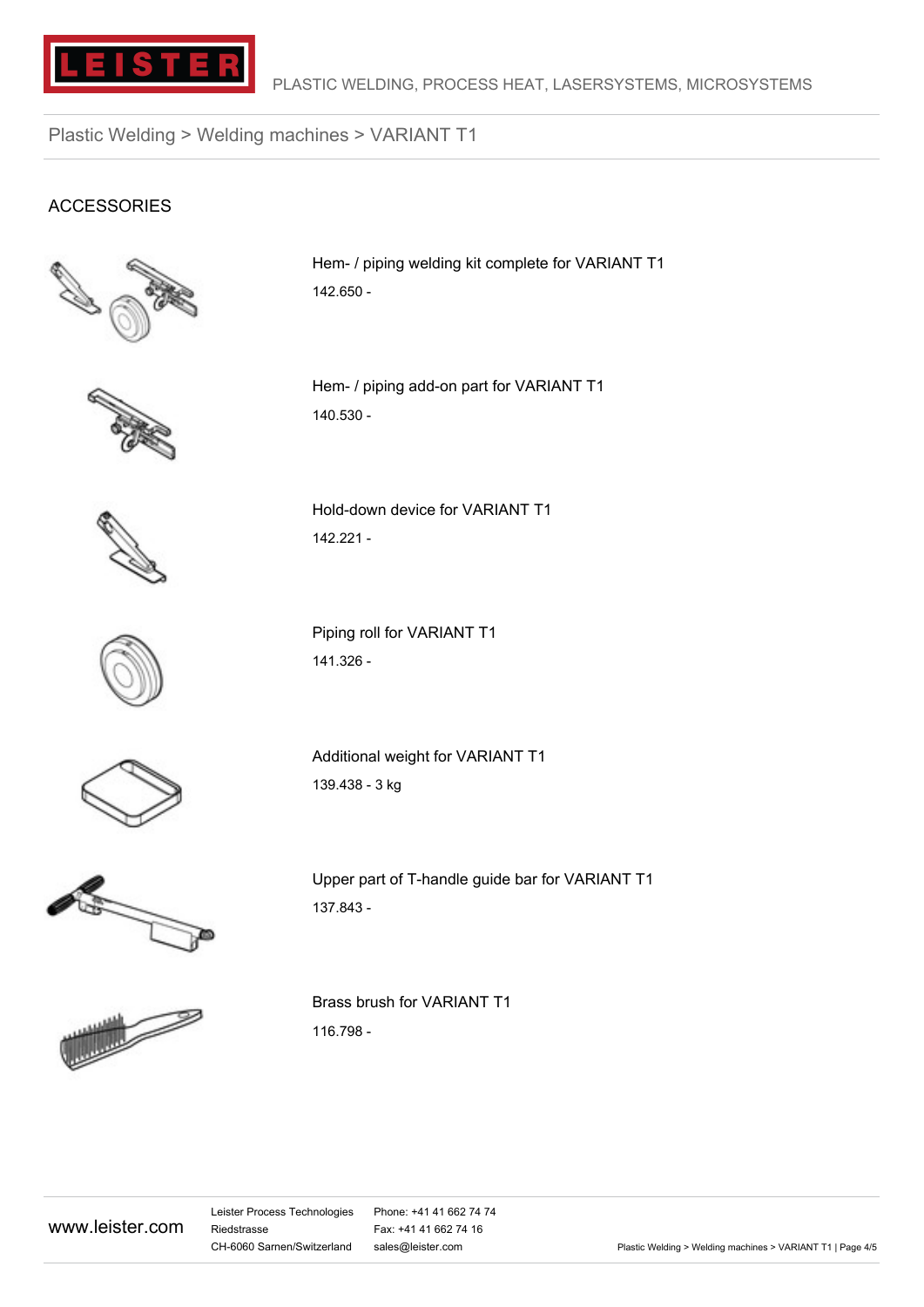Plastic Welding > Welding machines > VARIANT T1

## ACCESSORIES

Hem- / piping welding kit complete for VARIANT T1

142.650 -

Hem- / piping add-on part for VARIANT T1

140.530 -

Hold-down device for VARIANT T1

142.221 -

Piping roll for VARIANT T1

141.326 -

Additional weight for VARIANT T1

139.438 - 3 kg

Upper part of T-handle guide bar for VARIANT T1

137.843 -

Brass brush for VARIANT T1

116.798 -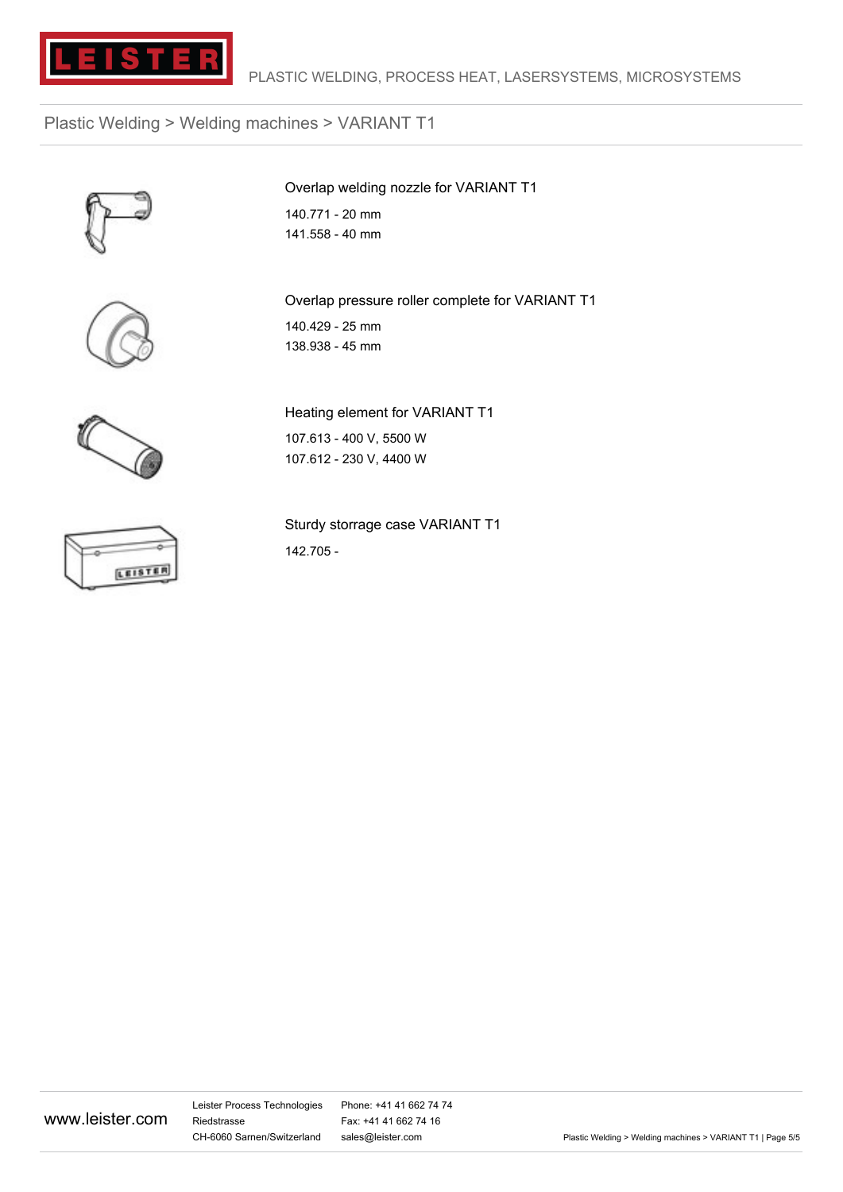Overlap welding nozzle for VARIANT T1

140.771 - 20 mm
141.558 - 40 mm

Overlap pressure roller complete for VARIANT T1

140.429 - 25 mm
138.938 - 45 mm

Heating element for VARIANT T1

107.613 - 400 V, 5500 W
107.612 - 230 V, 4400 W

Sturdy storrage case VARIANT T1

142.705 -